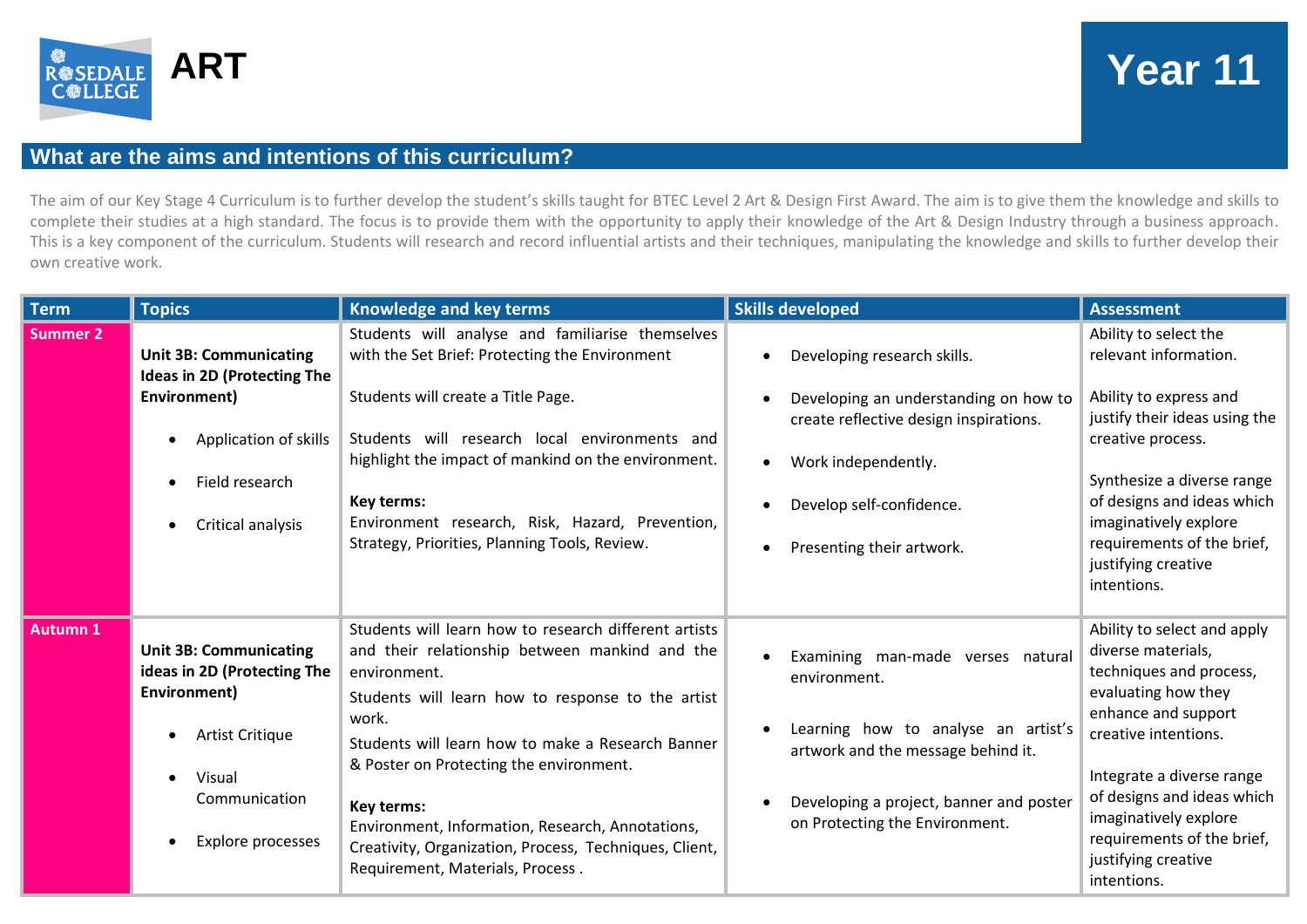# ART

# Year 11

## What are the aims and intentions of this curriculum?

The aim of our Key Stage 4 Curriculum is to further develop the student's skills taught for BTEC Level 2 Art & Design First Award. The aim is to give them the knowledge and skills to complete their studies at a high standard. The focus is to provide them with the opportunity to apply their knowledge of the Art & Design Industry through a business approach. This is a key component of the curriculum. Students will research and record influential artists and their techniques, manipulating the knowledge and skills to further develop their own creative work.

| Term | Topics | Knowledge and key terms | Skills developed | Assessment |
|---|---|---|---|---|
| Summer 2 | **Unit 3B: Communicating Ideas in 2D (Protecting The Environment)**<br>• Application of skills<br>• Field research<br>• Critical analysis | Students will analyse and familiarise themselves with the Set Brief: Protecting the Environment<br><br>Students will create a Title Page.<br><br>Students will research local environments and highlight the impact of mankind on the environment.<br><br>**Key terms:**<br>Environment research, Risk, Hazard, Prevention, Strategy, Priorities, Planning Tools, Review. | • Developing research skills.<br>• Developing an understanding on how to create reflective design inspirations.<br>• Work independently.<br>• Develop self-confidence.<br>• Presenting their artwork. | Ability to select the relevant information.<br><br>Ability to express and justify their ideas using the creative process.<br><br>Synthesize a diverse range of designs and ideas which imaginatively explore requirements of the brief, justifying creative intentions. |
| Autumn 1 | **Unit 3B: Communicating ideas in 2D (Protecting The Environment)**<br>• Artist Critique<br>• Visual Communication<br>• Explore processes | Students will learn how to research different artists and their relationship between mankind and the environment.<br>Students will learn how to response to the artist work.<br>Students will learn how to make a Research Banner & Poster on Protecting the environment.<br><br>**Key terms:**<br>Environment, Information, Research, Annotations, Creativity, Organization, Process, Techniques, Client, Requirement, Materials, Process . | • Examining man-made verses natural environment.<br>• Learning how to analyse an artist's artwork and the message behind it.<br>• Developing a project, banner and poster on Protecting the Environment. | Ability to select and apply diverse materials, techniques and process, evaluating how they enhance and support creative intentions.<br><br>Integrate a diverse range of designs and ideas which imaginatively explore requirements of the brief, justifying creative intentions. |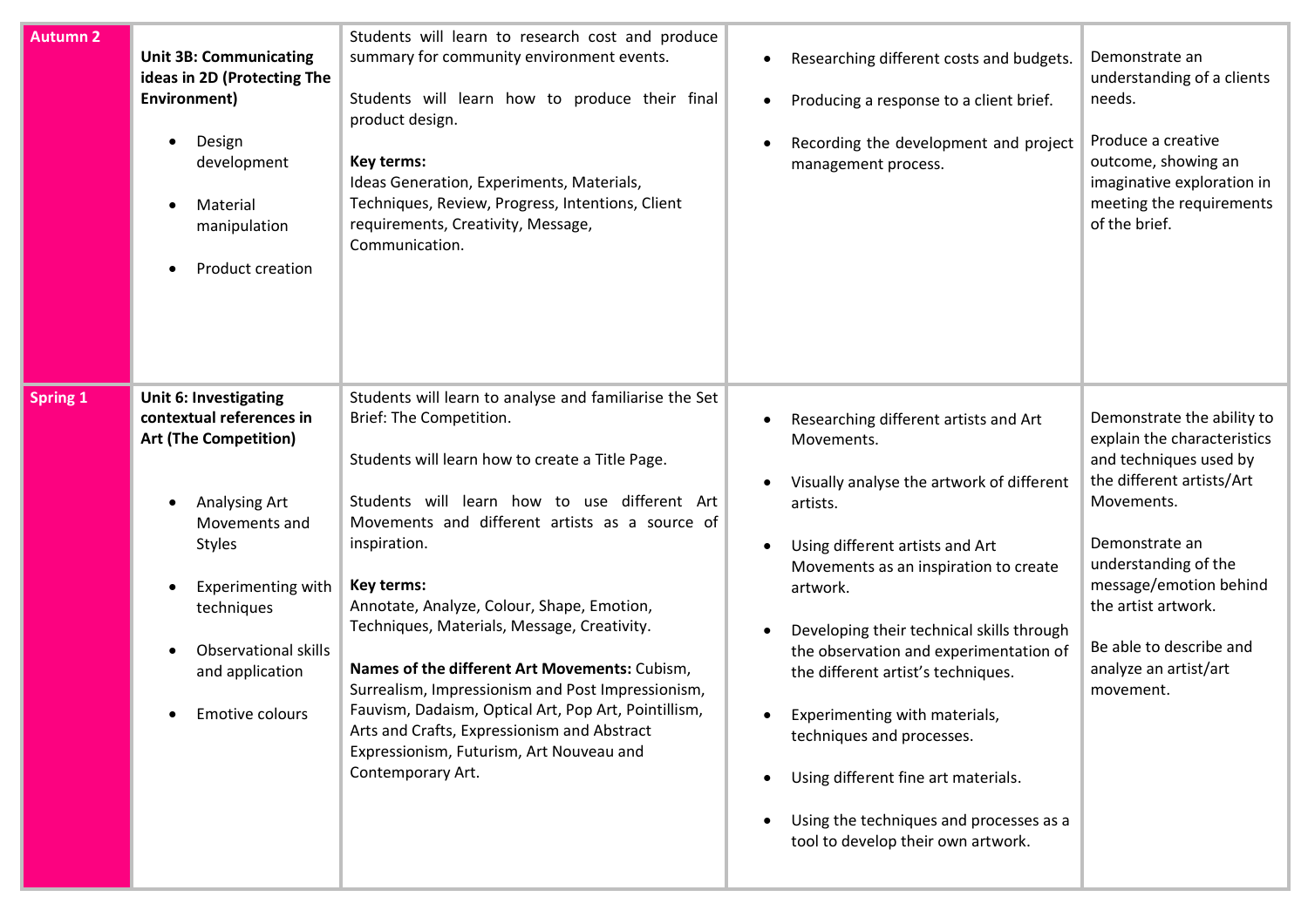| | | | | |
|---|---|---|---|---|
| **Autumn 2** | **Unit 3B: Communicating ideas in 2D (Protecting The Environment)**<br><br>• Design development<br>• Material manipulation<br>• Product creation | Students will learn to research cost and produce summary for community environment events.<br><br>Students will learn how to produce their final product design.<br><br>**Key terms:**<br>Ideas Generation, Experiments, Materials, Techniques, Review, Progress, Intentions, Client requirements, Creativity, Message, Communication. | • Researching different costs and budgets.<br>• Producing a response to a client brief.<br>• Recording the development and project management process. | Demonstrate an understanding of a clients needs.<br><br>Produce a creative outcome, showing an imaginative exploration in meeting the requirements of the brief. |
| **Spring 1** | **Unit 6: Investigating contextual references in Art (The Competition)**<br><br>• Analysing Art Movements and Styles<br>• Experimenting with techniques<br>• Observational skills and application<br>• Emotive colours | Students will learn to analyse and familiarise the Set Brief: The Competition.<br><br>Students will learn how to create a Title Page.<br><br>Students will learn how to use different Art Movements and different artists as a source of inspiration.<br><br>**Key terms:**<br>Annotate, Analyze, Colour, Shape, Emotion, Techniques, Materials, Message, Creativity.<br><br>**Names of the different Art Movements:** Cubism, Surrealism, Impressionism and Post Impressionism, Fauvism, Dadaism, Optical Art, Pop Art, Pointillism, Arts and Crafts, Expressionism and Abstract Expressionism, Futurism, Art Nouveau and Contemporary Art. | • Researching different artists and Art Movements.<br>• Visually analyse the artwork of different artists.<br>• Using different artists and Art Movements as an inspiration to create artwork.<br>• Developing their technical skills through the observation and experimentation of the different artist's techniques.<br>• Experimenting with materials, techniques and processes.<br>• Using different fine art materials.<br>• Using the techniques and processes as a tool to develop their own artwork. | Demonstrate the ability to explain the characteristics and techniques used by the different artists/Art Movements.<br><br>Demonstrate an understanding of the message/emotion behind the artist artwork.<br><br>Be able to describe and analyze an artist/art movement. |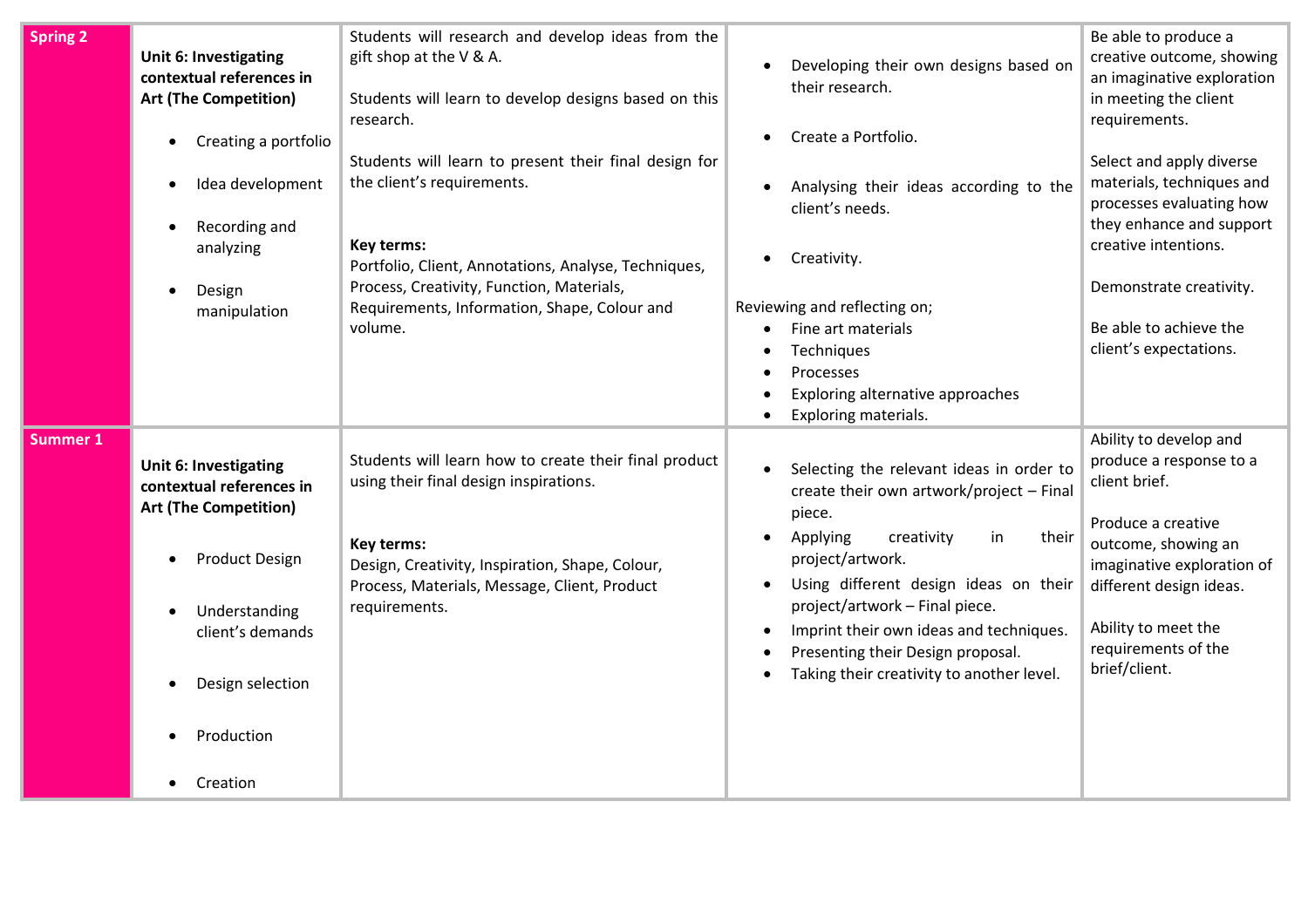| | | | | |
|---|---|---|---|---|
| **Spring 2** | **Unit 6: Investigating contextual references in Art (The Competition)**<br><br>• Creating a portfolio<br>• Idea development<br>• Recording and analyzing<br>• Design manipulation | Students will research and develop ideas from the gift shop at the V & A.<br><br>Students will learn to develop designs based on this research.<br><br>Students will learn to present their final design for the client's requirements.<br><br>**Key terms:**<br>Portfolio, Client, Annotations, Analyse, Techniques, Process, Creativity, Function, Materials, Requirements, Information, Shape, Colour and volume. | • Developing their own designs based on their research.<br>• Create a Portfolio.<br>• Analysing their ideas according to the client's needs.<br>• Creativity.<br><br>Reviewing and reflecting on;<br>• Fine art materials<br>• Techniques<br>• Processes<br>• Exploring alternative approaches<br>• Exploring materials. | Be able to produce a creative outcome, showing an imaginative exploration in meeting the client requirements.<br><br>Select and apply diverse materials, techniques and processes evaluating how they enhance and support creative intentions.<br><br>Demonstrate creativity.<br><br>Be able to achieve the client's expectations. |
| **Summer 1** | **Unit 6: Investigating contextual references in Art (The Competition)**<br><br>• Product Design<br>• Understanding client's demands<br>• Design selection<br>• Production<br>• Creation | Students will learn how to create their final product using their final design inspirations.<br><br>**Key terms:**<br>Design, Creativity, Inspiration, Shape, Colour, Process, Materials, Message, Client, Product requirements. | • Selecting the relevant ideas in order to create their own artwork/project – Final piece.<br>• Applying creativity in their project/artwork.<br>• Using different design ideas on their project/artwork – Final piece.<br>• Imprint their own ideas and techniques.<br>• Presenting their Design proposal.<br>• Taking their creativity to another level. | Ability to develop and produce a response to a client brief.<br><br>Produce a creative outcome, showing an imaginative exploration of different design ideas.<br><br>Ability to meet the requirements of the brief/client. |